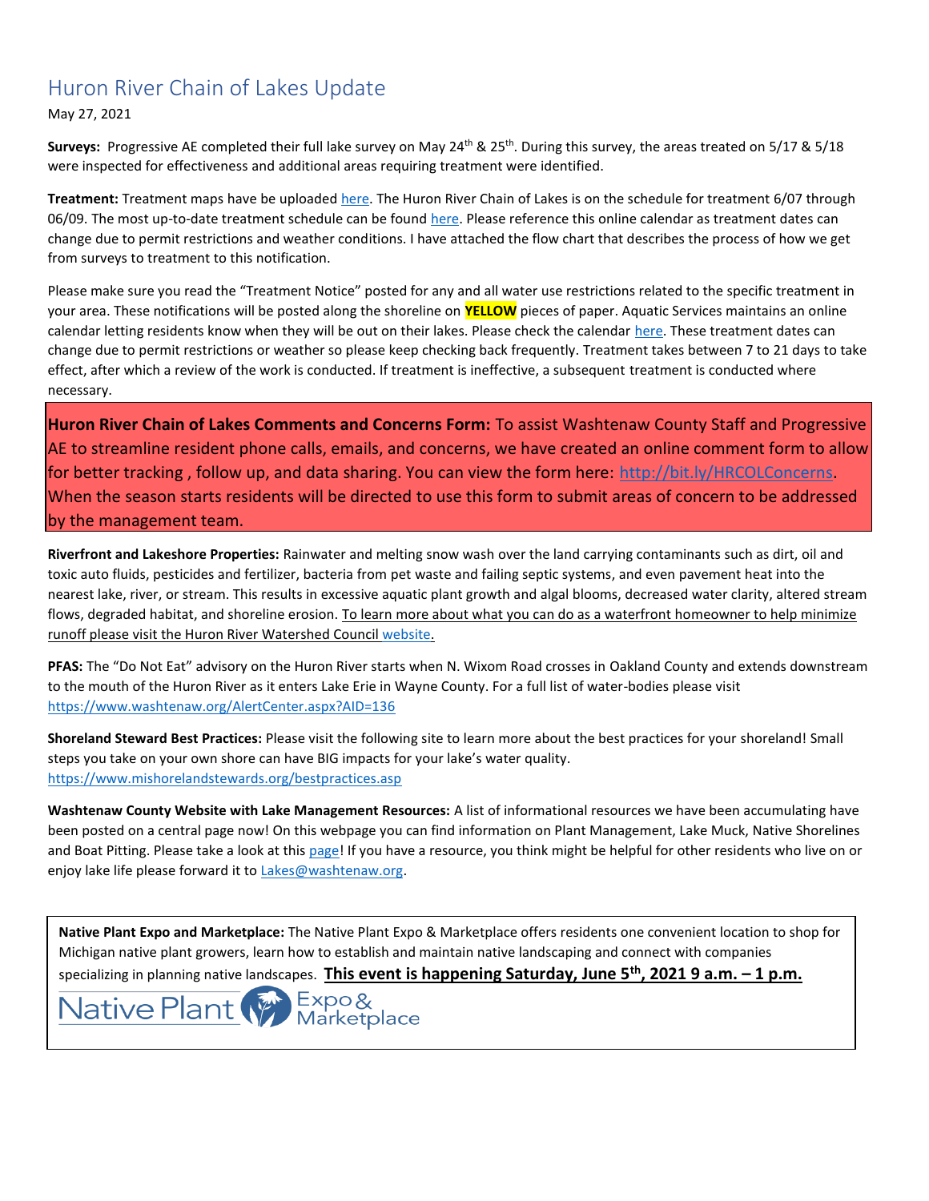# Huron River Chain of Lakes Update

May 27, 2021

**Surveys:** Progressive AE completed their full lake survey on May 24th & 25th. During this survey, the areas treated on 5/17 & 5/18 were inspected for effectiveness and additional areas requiring treatment were identified.

**Treatment:** Treatment maps have be uploaded here. The Huron River Chain of Lakes is on the schedule for treatment 6/07 through 06/09. The most up-to-date treatment schedule can be found here. Please reference this online calendar as treatment dates can change due to permit restrictions and weather conditions. I have attached the flow chart that describes the process of how we get from surveys to treatment to this notification.

Please make sure you read the "Treatment Notice" posted for any and all water use restrictions related to the specific treatment in your area. These notifications will be posted along the shoreline on **YELLOW** pieces of paper. Aquatic Services maintains an online calendar letting residents know when they will be out on their lakes. Please check the calendar here. These treatment dates can change due to permit restrictions or weather so please keep checking back frequently. Treatment takes between 7 to 21 days to take effect, after which a review of the work is conducted. If treatment is ineffective, a subsequent treatment is conducted where necessary.

**Huron River Chain of Lakes Comments and Concerns Form:** To assist Washtenaw County Staff and Progressive AE to streamline resident phone calls, emails, and concerns, we have created an online comment form to allow for better tracking , follow up, and data sharing. You can view the form here: http://bit.ly/HRCOLConcerns. When the season starts residents will be directed to use this form to submit areas of concern to be addressed by the management team.

**Riverfront and Lakeshore Properties:** Rainwater and melting snow wash over the land carrying contaminants such as dirt, oil and toxic auto fluids, pesticides and fertilizer, bacteria from pet waste and failing septic systems, and even pavement heat into the nearest lake, river, or stream. This results in excessive aquatic plant growth and algal blooms, decreased water clarity, altered stream flows, degraded habitat, and shoreline erosion. To learn more about what you can do as a waterfront homeowner to help minimize runoff please visit the Huron River Watershed Council website.

**PFAS:** The "Do Not Eat" advisory on the Huron River starts when N. Wixom Road crosses in Oakland County and extends downstream to the mouth of the Huron River as it enters Lake Erie in Wayne County. For a full list of water-bodies please visit https://www.washtenaw.org/AlertCenter.aspx?AID=136

**Shoreland Steward Best Practices:** Please visit the following site to learn more about the best practices for your shoreland! Small steps you take on your own shore can have BIG impacts for your lake's water quality. https://www.mishorelandstewards.org/bestpractices.asp

**Washtenaw County Website with Lake Management Resources:** A list of informational resources we have been accumulating have been posted on a central page now! On this webpage you can find information on Plant Management, Lake Muck, Native Shorelines and Boat Pitting. Please take a look at this page! If you have a resource, you think might be helpful for other residents who live on or enjoy lake life please forward it to Lakes@washtenaw.org.

**Native Plant Expo and Marketplace:** The Native Plant Expo & Marketplace offers residents one convenient location to shop for Michigan native plant growers, learn how to establish and maintain native landscaping and connect with companies specializing in planning native landscapes. **This event is happening Saturday, June 5th, 2021 9 a.m. – 1 p.m.**

Native Plant Expo & Marketplace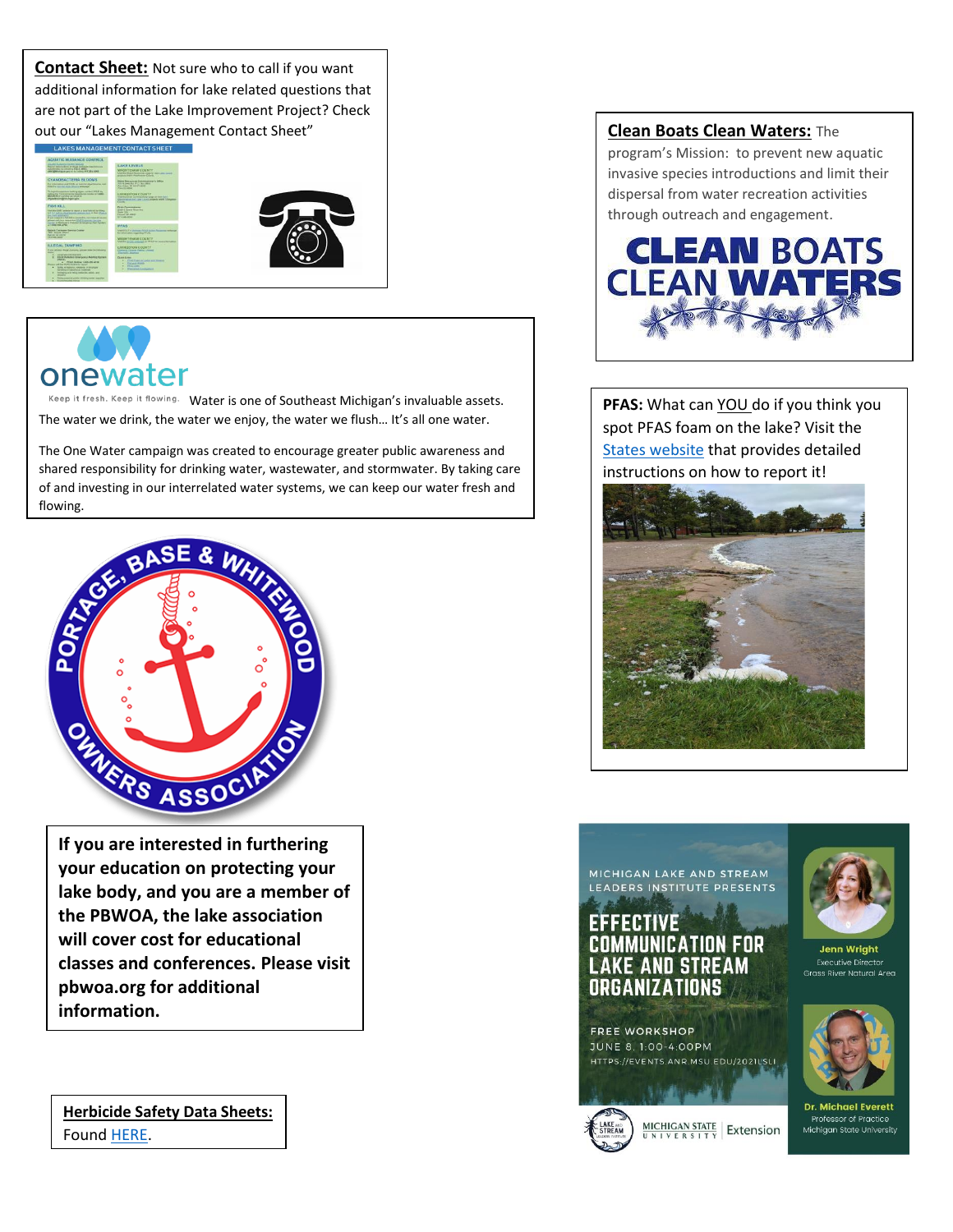**Contact Sheet:** Not sure who to call if you want additional information for lake related questions that are not part of the Lake Improvement Project? Check out our "Lakes Management Contact Sheet"

**Clean Boats Clean Waters:** The program's Mission: to prevent new aquatic invasive species introductions and limit their dispersal from water recreation activities through outreach and engagement.

onewater

Keep it fresh. Keep it flowing. Water is one of Southeast Michigan's invaluable assets. The water we drink, the water we enjoy, the water we flush… It's all one water.

The One Water campaign was created to encourage greater public awareness and shared responsibility for drinking water, wastewater, and stormwater. By taking care of and investing in our interrelated water systems, we can keep our water fresh and flowing.

**PFAS:** What can YOU do if you think you spot PFAS foam on the lake? Visit the [States website](#) that provides detailed instructions on how to report it!

**If you are interested in furthering your education on protecting your lake body, and you are a member of the PBWOA, the lake association will cover cost for educational classes and conferences. Please visit pbwoa.org for additional information.**

MICHIGAN LAKE AND STREAM LEADERS INSTITUTE PRESENTS

EFFECTIVE COMMUNICATION FOR LAKE AND STREAM ORGANIZATIONS

FREE WORKSHOP
JUNE 8, 1:00-4:00PM
HTTPS://EVENTS.ANR.MSU.EDU/2021LSLI

Jenn Wright
Executive Director
Grass River Natural Area

Dr. Michael Everett
Professor of Practice
Michigan State University

**Herbicide Safety Data Sheets:** Found [HERE](#).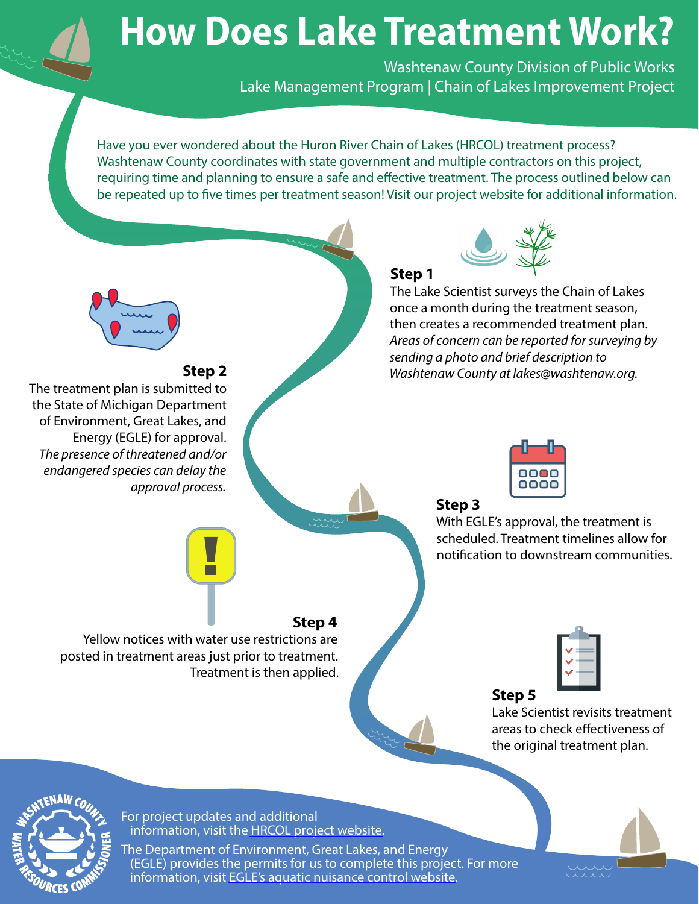# How Does Lake Treatment Work?

Washtenaw County Division of Public Works
Lake Management Program | Chain of Lakes Improvement Project

Have you ever wondered about the Huron River Chain of Lakes (HRCOL) treatment process? Washtenaw County coordinates with state government and multiple contractors on this project, requiring time and planning to ensure a safe and effective treatment. The process outlined below can be repeated up to five times per treatment season! Visit our project website for additional information.

### Step 1

The Lake Scientist surveys the Chain of Lakes once a month during the treatment season, then creates a recommended treatment plan. *Areas of concern can be reported for surveying by sending a photo and brief description to Washtenaw County at lakes@washtenaw.org.*

### Step 2

The treatment plan is submitted to the State of Michigan Department of Environment, Great Lakes, and Energy (EGLE) for approval. *The presence of threatened and/or endangered species can delay the approval process.*

### Step 3

With EGLE's approval, the treatment is scheduled. Treatment timelines allow for notification to downstream communities.

### Step 4

Yellow notices with water use restrictions are posted in treatment areas just prior to treatment. Treatment is then applied.

### Step 5

Lake Scientist revisits treatment areas to check effectiveness of the original treatment plan.

For project updates and additional information, visit the [HRCOL project website](#).

The Department of Environment, Great Lakes, and Energy (EGLE) provides the permits for us to complete this project. For more information, visit [EGLE's aquatic nuisance control website](#).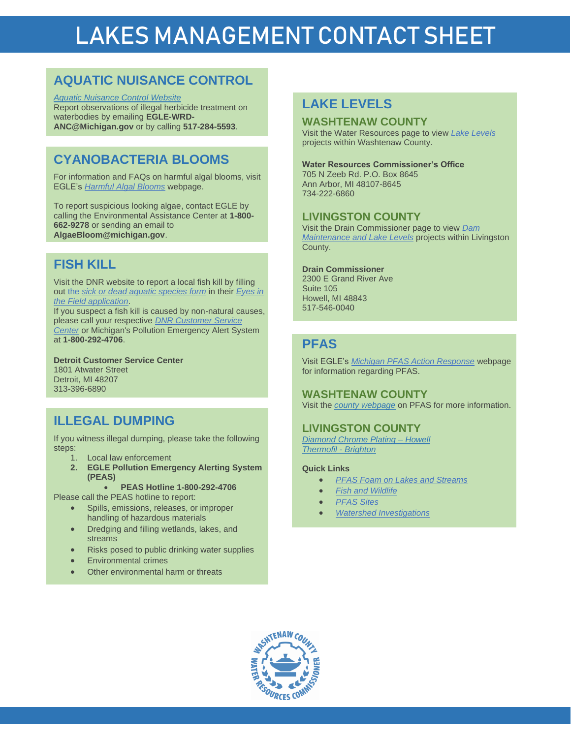# LAKES MANAGEMENT CONTACT SHEET

## AQUATIC NUISANCE CONTROL

*Aquatic Nuisance Control Website*
Report observations of illegal herbicide treatment on waterbodies by emailing **EGLE-WRD-ANC@Michigan.gov** or by calling **517-284-5593**.

## CYANOBACTERIA BLOOMS

For information and FAQs on harmful algal blooms, visit EGLE's *Harmful Algal Blooms* webpage.

To report suspicious looking algae, contact EGLE by calling the Environmental Assistance Center at **1-800-662-9278** or sending an email to **AlgaeBloom@michigan.gov**.

## FISH KILL

Visit the DNR website to report a local fish kill by filling out the *sick or dead aquatic species form* in their *Eyes in the Field application*.
If you suspect a fish kill is caused by non-natural causes, please call your respective *DNR Customer Service Center* or Michigan's Pollution Emergency Alert System at **1-800-292-4706**.

**Detroit Customer Service Center**
1801 Atwater Street
Detroit, MI 48207
313-396-6890

## ILLEGAL DUMPING

If you witness illegal dumping, please take the following steps:

1. Local law enforcement
2. **EGLE Pollution Emergency Alerting System (PEAS)**
   - **PEAS Hotline 1-800-292-4706**

Please call the PEAS hotline to report:

- Spills, emissions, releases, or improper handling of hazardous materials
- Dredging and filling wetlands, lakes, and streams
- Risks posed to public drinking water supplies
- Environmental crimes
- Other environmental harm or threats

## LAKE LEVELS

### WASHTENAW COUNTY

Visit the Water Resources page to view *Lake Levels* projects within Washtenaw County.

**Water Resources Commissioner's Office**
705 N Zeeb Rd. P.O. Box 8645
Ann Arbor, MI 48107-8645
734-222-6860

### LIVINGSTON COUNTY

Visit the Drain Commissioner page to view *Dam Maintenance and Lake Levels* projects within Livingston County.

**Drain Commissioner**
2300 E Grand River Ave
Suite 105
Howell, MI 48843
517-546-0040

## PFAS

Visit EGLE's *Michigan PFAS Action Response* webpage for information regarding PFAS.

### WASHTENAW COUNTY

Visit the *county webpage* on PFAS for more information.

### LIVINGSTON COUNTY

*Diamond Chrome Plating – Howell*
*Thermofil - Brighton*

**Quick Links**

- *PFAS Foam on Lakes and Streams*
- *Fish and Wildlife*
- *PFAS Sites*
- *Watershed Investigations*